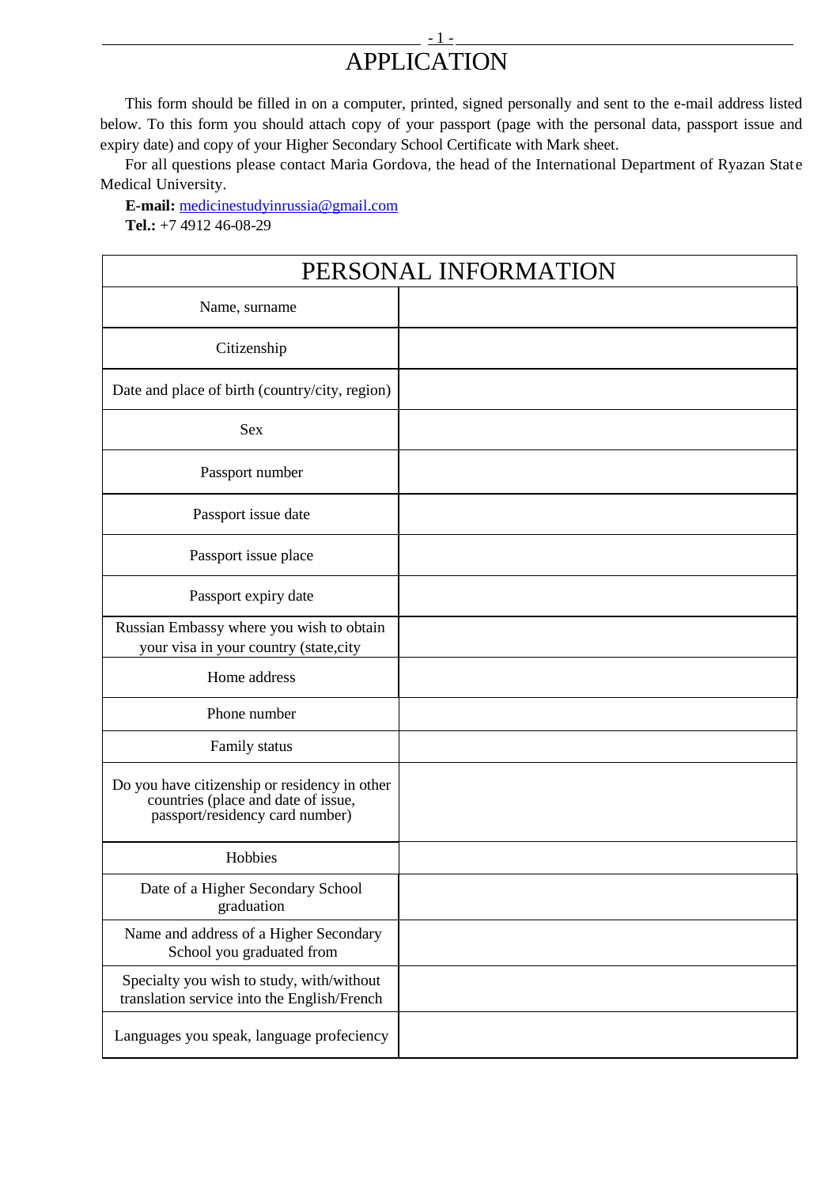# APPLICATION

This form should be filled in on a computer, printed, signed personally and sent to the e-mail address listed below. To this form you should attach copy of your passport (page with the personal data, passport issue and expiry date) and copy of your Higher Secondary School Certificate with Mark sheet.

For all questions please contact Maria Gordova, the head of the International Department of Ryazan State Medical University.

**E-mail:** medicinestudyinrussia@gmail.com

**Tel.:** +7 4912 46-08-29

| PERSONAL INFORMATION | |
|---|---|
| Name, surname | |
| Citizenship | |
| Date and place of birth (country/city, region) | |
| Sex | |
| Passport number | |
| Passport issue date | |
| Passport issue place | |
| Passport expiry date | |
| Russian Embassy where you wish to obtain your visa in your country (state,city | |
| Home address | |
| Phone number | |
| Family status | |
| Do you have citizenship or residency in other countries (place and date of issue, passport/residency card number) | |
| Hobbies | |
| Date of a Higher Secondary School graduation | |
| Name and address of a Higher Secondary School you graduated from | |
| Specialty you wish to study, with/without translation service into the English/French | |
| Languages you speak, language profeciency | |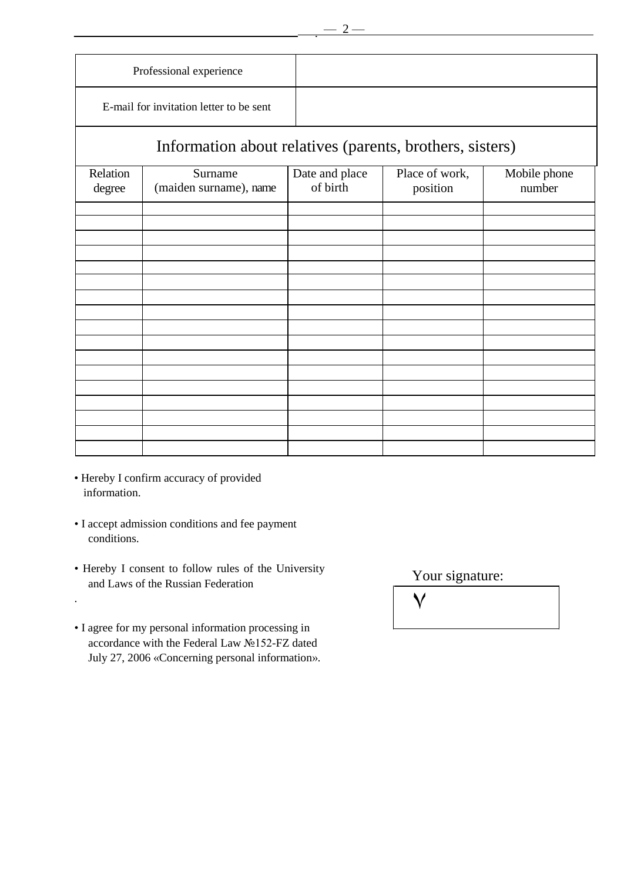| | |
|---|---|
| Professional experience | |
| E-mail for invitation letter to be sent | |

## Information about relatives (parents, brothers, sisters)

| Relation degree | Surname (maiden surname), name | Date and place of birth | Place of work, position | Mobile phone number |
|---|---|---|---|---|
| | | | | |
| | | | | |
| | | | | |
| | | | | |
| | | | | |
| | | | | |
| | | | | |
| | | | | |
| | | | | |
| | | | | |
| | | | | |
| | | | | |
| | | | | |
| | | | | |
| | | | | |
| | | | | |
| | | | | |

- Hereby I confirm accuracy of provided information.
- I accept admission conditions and fee payment conditions.
- Hereby I consent to follow rules of the University and Laws of the Russian Federation
- I agree for my personal information processing in accordance with the Federal Law №152-FZ dated July 27, 2006 «Concerning personal information».

Your signature:

| |
|---|
| ٧ |